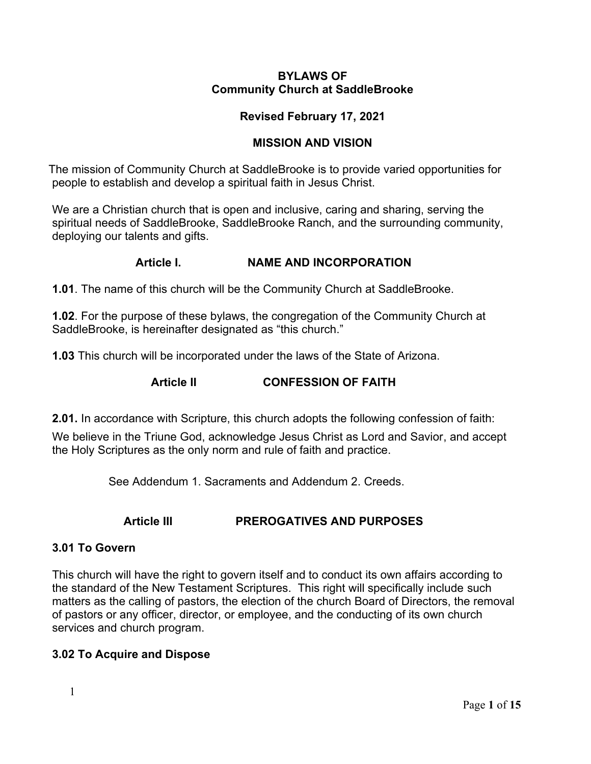# BYLAWS OF Community Church at SaddleBrooke

**Revised February 17, 2021**

## MISSION AND VISION

The mission of Community Church at SaddleBrooke is to provide varied opportunities for people to establish and develop a spiritual faith in Jesus Christ.

We are a Christian church that is open and inclusive, caring and sharing, serving the spiritual needs of SaddleBrooke, SaddleBrooke Ranch, and the surrounding community, deploying our talents and gifts.

## Article I. NAME AND INCORPORATION

**1.01**. The name of this church will be the Community Church at SaddleBrooke.

**1.02**. For the purpose of these bylaws, the congregation of the Community Church at SaddleBrooke, is hereinafter designated as "this church."

**1.03** This church will be incorporated under the laws of the State of Arizona.

## Article II CONFESSION OF FAITH

**2.01.** In accordance with Scripture, this church adopts the following confession of faith:

We believe in the Triune God, acknowledge Jesus Christ as Lord and Savior, and accept the Holy Scriptures as the only norm and rule of faith and practice.

See Addendum 1. Sacraments and Addendum 2. Creeds.

## Article III PREROGATIVES AND PURPOSES

### 3.01 To Govern

This church will have the right to govern itself and to conduct its own affairs according to the standard of the New Testament Scriptures. This right will specifically include such matters as the calling of pastors, the election of the church Board of Directors, the removal of pastors or any officer, director, or employee, and the conducting of its own church services and church program.

### 3.02 To Acquire and Dispose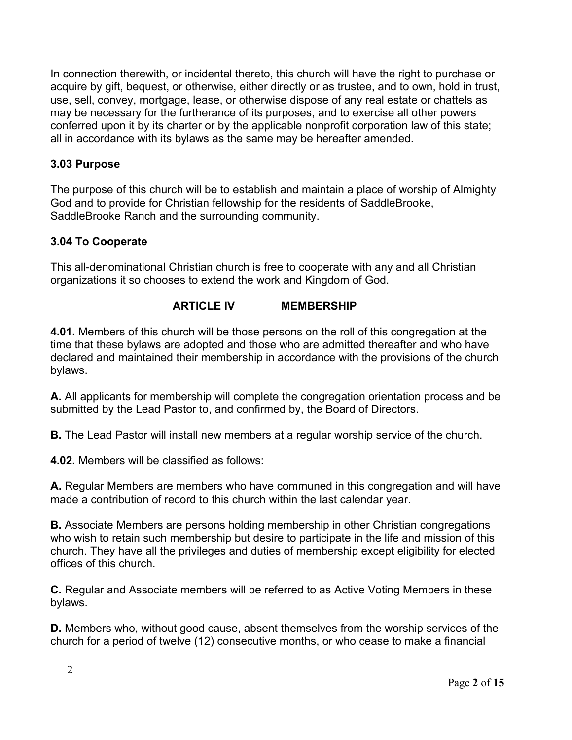In connection therewith, or incidental thereto, this church will have the right to purchase or acquire by gift, bequest, or otherwise, either directly or as trustee, and to own, hold in trust, use, sell, convey, mortgage, lease, or otherwise dispose of any real estate or chattels as may be necessary for the furtherance of its purposes, and to exercise all other powers conferred upon it by its charter or by the applicable nonprofit corporation law of this state; all in accordance with its bylaws as the same may be hereafter amended.

### 3.03 Purpose

The purpose of this church will be to establish and maintain a place of worship of Almighty God and to provide for Christian fellowship for the residents of SaddleBrooke, SaddleBrooke Ranch and the surrounding community.

### 3.04 To Cooperate

This all-denominational Christian church is free to cooperate with any and all Christian organizations it so chooses to extend the work and Kingdom of God.

## ARTICLE IV MEMBERSHIP

**4.01.** Members of this church will be those persons on the roll of this congregation at the time that these bylaws are adopted and those who are admitted thereafter and who have declared and maintained their membership in accordance with the provisions of the church bylaws.

**A.** All applicants for membership will complete the congregation orientation process and be submitted by the Lead Pastor to, and confirmed by, the Board of Directors.

**B.** The Lead Pastor will install new members at a regular worship service of the church.

**4.02.** Members will be classified as follows:

**A.** Regular Members are members who have communed in this congregation and will have made a contribution of record to this church within the last calendar year.

**B.** Associate Members are persons holding membership in other Christian congregations who wish to retain such membership but desire to participate in the life and mission of this church. They have all the privileges and duties of membership except eligibility for elected offices of this church.

**C.** Regular and Associate members will be referred to as Active Voting Members in these bylaws.

**D.** Members who, without good cause, absent themselves from the worship services of the church for a period of twelve (12) consecutive months, or who cease to make a financial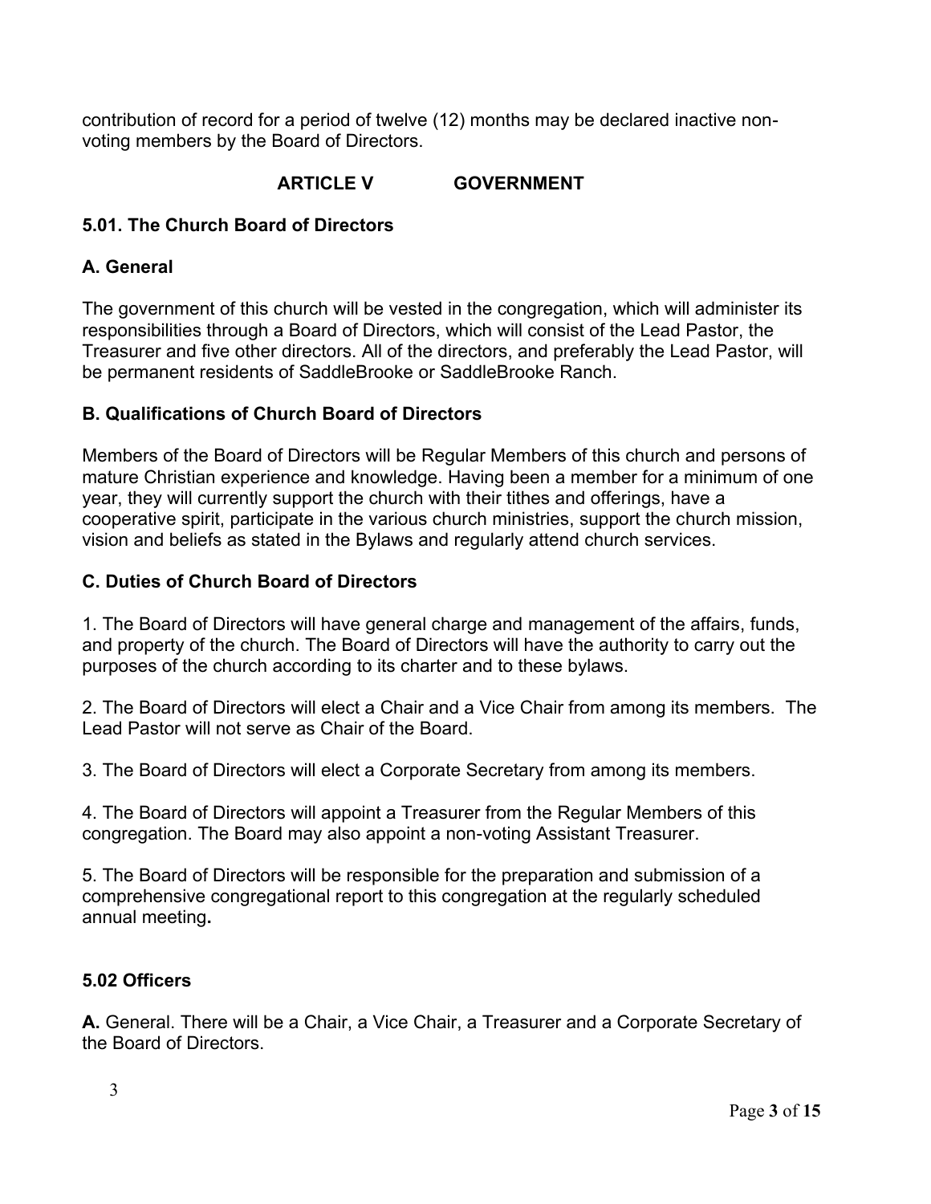contribution of record for a period of twelve (12) months may be declared inactive non-voting members by the Board of Directors.

## ARTICLE V GOVERNMENT

### 5.01. The Church Board of Directors

#### A. General

The government of this church will be vested in the congregation, which will administer its responsibilities through a Board of Directors, which will consist of the Lead Pastor, the Treasurer and five other directors. All of the directors, and preferably the Lead Pastor, will be permanent residents of SaddleBrooke or SaddleBrooke Ranch.

#### B. Qualifications of Church Board of Directors

Members of the Board of Directors will be Regular Members of this church and persons of mature Christian experience and knowledge. Having been a member for a minimum of one year, they will currently support the church with their tithes and offerings, have a cooperative spirit, participate in the various church ministries, support the church mission, vision and beliefs as stated in the Bylaws and regularly attend church services.

#### C. Duties of Church Board of Directors

1. The Board of Directors will have general charge and management of the affairs, funds, and property of the church. The Board of Directors will have the authority to carry out the purposes of the church according to its charter and to these bylaws.

2. The Board of Directors will elect a Chair and a Vice Chair from among its members. The Lead Pastor will not serve as Chair of the Board.

3. The Board of Directors will elect a Corporate Secretary from among its members.

4. The Board of Directors will appoint a Treasurer from the Regular Members of this congregation. The Board may also appoint a non-voting Assistant Treasurer.

5. The Board of Directors will be responsible for the preparation and submission of a comprehensive congregational report to this congregation at the regularly scheduled annual meeting**.**

### 5.02 Officers

**A.** General. There will be a Chair, a Vice Chair, a Treasurer and a Corporate Secretary of the Board of Directors.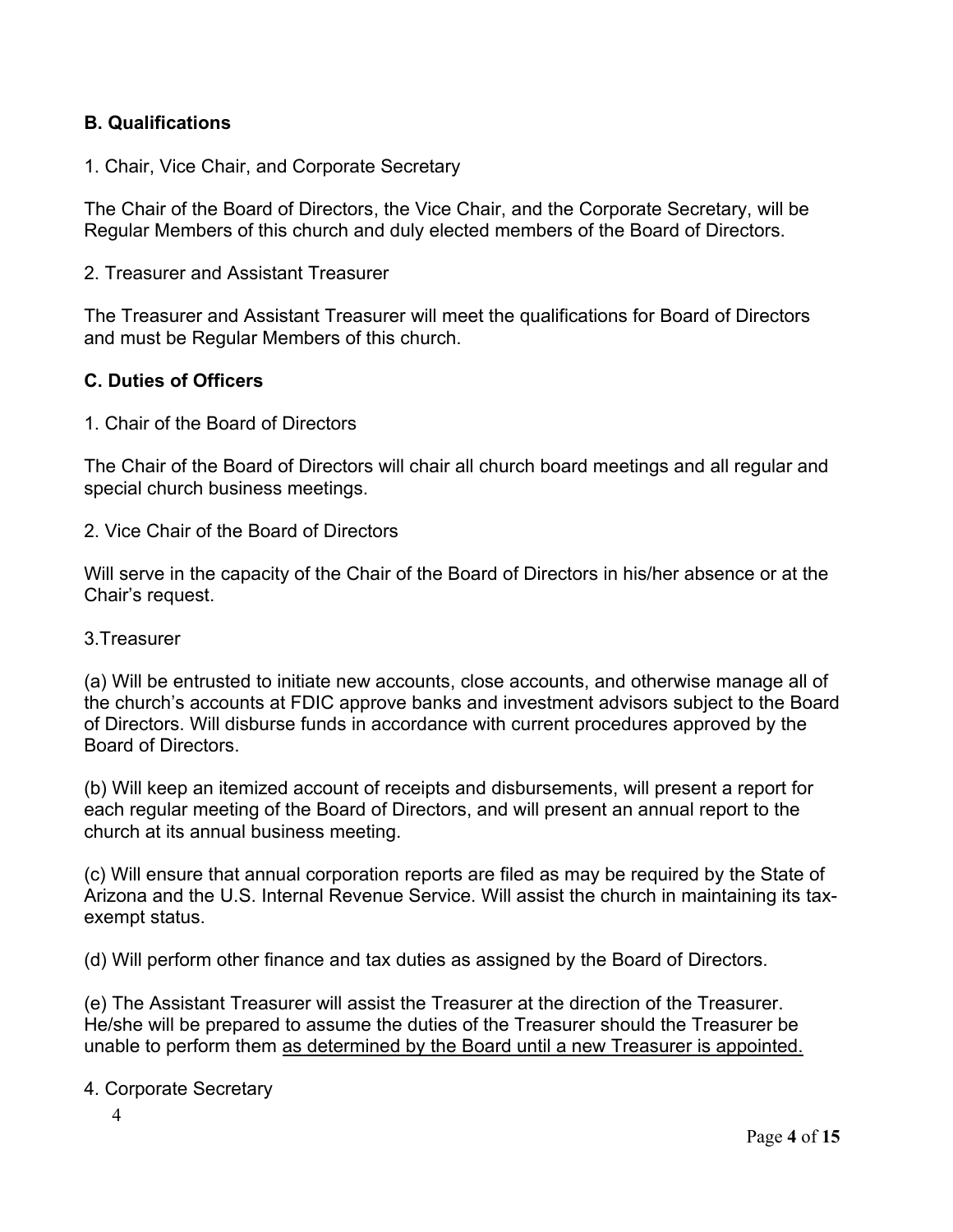### B. Qualifications

1. Chair, Vice Chair, and Corporate Secretary

The Chair of the Board of Directors, the Vice Chair, and the Corporate Secretary, will be Regular Members of this church and duly elected members of the Board of Directors.

2. Treasurer and Assistant Treasurer

The Treasurer and Assistant Treasurer will meet the qualifications for Board of Directors and must be Regular Members of this church.

### C. Duties of Officers

1. Chair of the Board of Directors

The Chair of the Board of Directors will chair all church board meetings and all regular and special church business meetings.

2. Vice Chair of the Board of Directors

Will serve in the capacity of the Chair of the Board of Directors in his/her absence or at the Chair's request.

3.Treasurer

(a) Will be entrusted to initiate new accounts, close accounts, and otherwise manage all of the church's accounts at FDIC approve banks and investment advisors subject to the Board of Directors. Will disburse funds in accordance with current procedures approved by the Board of Directors.

(b) Will keep an itemized account of receipts and disbursements, will present a report for each regular meeting of the Board of Directors, and will present an annual report to the church at its annual business meeting.

(c) Will ensure that annual corporation reports are filed as may be required by the State of Arizona and the U.S. Internal Revenue Service. Will assist the church in maintaining its tax-exempt status.

(d) Will perform other finance and tax duties as assigned by the Board of Directors.

(e) The Assistant Treasurer will assist the Treasurer at the direction of the Treasurer. He/she will be prepared to assume the duties of the Treasurer should the Treasurer be unable to perform them <u>as determined by the Board until a new Treasurer is appointed.</u>

4. Corporate Secretary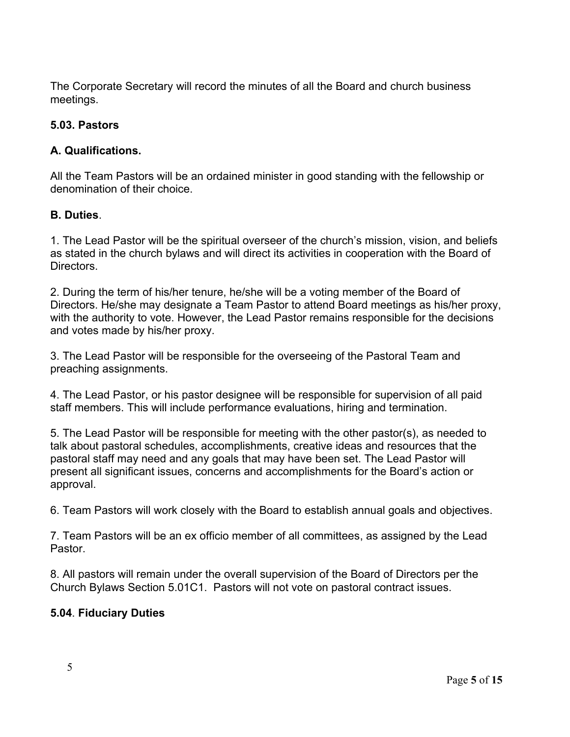The Corporate Secretary will record the minutes of all the Board and church business meetings.

**5.03. Pastors**

**A. Qualifications.**

All the Team Pastors will be an ordained minister in good standing with the fellowship or denomination of their choice.

**B. Duties**.

1. The Lead Pastor will be the spiritual overseer of the church's mission, vision, and beliefs as stated in the church bylaws and will direct its activities in cooperation with the Board of Directors.

2. During the term of his/her tenure, he/she will be a voting member of the Board of Directors. He/she may designate a Team Pastor to attend Board meetings as his/her proxy, with the authority to vote. However, the Lead Pastor remains responsible for the decisions and votes made by his/her proxy.

3. The Lead Pastor will be responsible for the overseeing of the Pastoral Team and preaching assignments.

4. The Lead Pastor, or his pastor designee will be responsible for supervision of all paid staff members. This will include performance evaluations, hiring and termination.

5. The Lead Pastor will be responsible for meeting with the other pastor(s), as needed to talk about pastoral schedules, accomplishments, creative ideas and resources that the pastoral staff may need and any goals that may have been set. The Lead Pastor will present all significant issues, concerns and accomplishments for the Board's action or approval.

6. Team Pastors will work closely with the Board to establish annual goals and objectives.

7. Team Pastors will be an ex officio member of all committees, as assigned by the Lead Pastor.

8. All pastors will remain under the overall supervision of the Board of Directors per the Church Bylaws Section 5.01C1. Pastors will not vote on pastoral contract issues.

**5.04**. **Fiduciary Duties**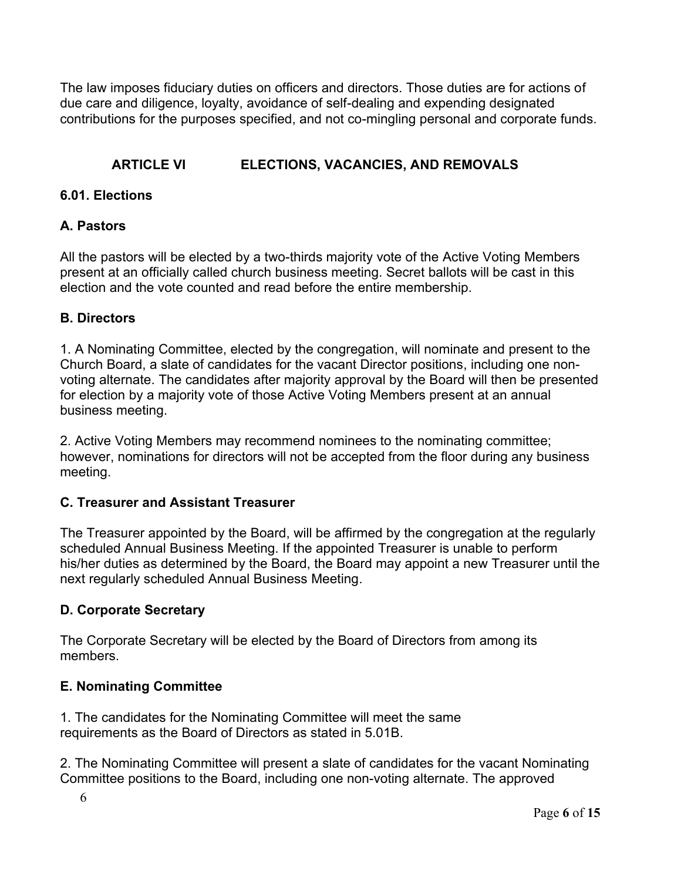The law imposes fiduciary duties on officers and directors. Those duties are for actions of due care and diligence, loyalty, avoidance of self-dealing and expending designated contributions for the purposes specified, and not co-mingling personal and corporate funds.

## ARTICLE VI ELECTIONS, VACANCIES, AND REMOVALS

### 6.01. Elections

#### A. Pastors

All the pastors will be elected by a two-thirds majority vote of the Active Voting Members present at an officially called church business meeting. Secret ballots will be cast in this election and the vote counted and read before the entire membership.

#### B. Directors

1. A Nominating Committee, elected by the congregation, will nominate and present to the Church Board, a slate of candidates for the vacant Director positions, including one non-voting alternate. The candidates after majority approval by the Board will then be presented for election by a majority vote of those Active Voting Members present at an annual business meeting.

2. Active Voting Members may recommend nominees to the nominating committee; however, nominations for directors will not be accepted from the floor during any business meeting.

#### C. Treasurer and Assistant Treasurer

The Treasurer appointed by the Board, will be affirmed by the congregation at the regularly scheduled Annual Business Meeting. If the appointed Treasurer is unable to perform his/her duties as determined by the Board, the Board may appoint a new Treasurer until the next regularly scheduled Annual Business Meeting.

#### D. Corporate Secretary

The Corporate Secretary will be elected by the Board of Directors from among its members.

#### E. Nominating Committee

1. The candidates for the Nominating Committee will meet the same requirements as the Board of Directors as stated in 5.01B.

2. The Nominating Committee will present a slate of candidates for the vacant Nominating Committee positions to the Board, including one non-voting alternate. The approved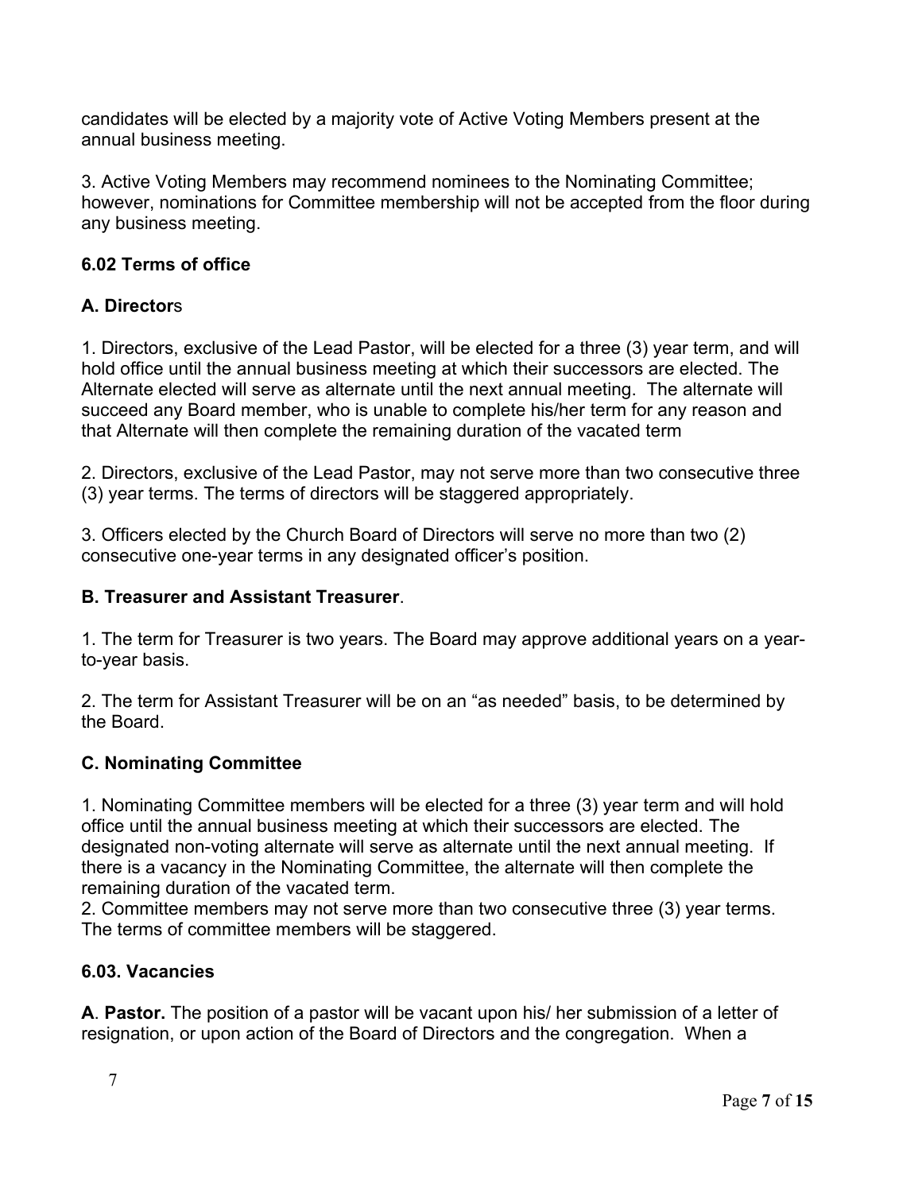candidates will be elected by a majority vote of Active Voting Members present at the annual business meeting.

3. Active Voting Members may recommend nominees to the Nominating Committee; however, nominations for Committee membership will not be accepted from the floor during any business meeting.

**6.02 Terms of office**

**A. Director**s

1. Directors, exclusive of the Lead Pastor, will be elected for a three (3) year term, and will hold office until the annual business meeting at which their successors are elected. The Alternate elected will serve as alternate until the next annual meeting. The alternate will succeed any Board member, who is unable to complete his/her term for any reason and that Alternate will then complete the remaining duration of the vacated term

2. Directors, exclusive of the Lead Pastor, may not serve more than two consecutive three (3) year terms. The terms of directors will be staggered appropriately.

3. Officers elected by the Church Board of Directors will serve no more than two (2) consecutive one-year terms in any designated officer's position.

**B. Treasurer and Assistant Treasurer**.

1. The term for Treasurer is two years. The Board may approve additional years on a year-to-year basis.

2. The term for Assistant Treasurer will be on an "as needed" basis, to be determined by the Board.

**C. Nominating Committee**

1. Nominating Committee members will be elected for a three (3) year term and will hold office until the annual business meeting at which their successors are elected. The designated non-voting alternate will serve as alternate until the next annual meeting. If there is a vacancy in the Nominating Committee, the alternate will then complete the remaining duration of the vacated term.

2. Committee members may not serve more than two consecutive three (3) year terms. The terms of committee members will be staggered.

**6.03. Vacancies**

**A**. **Pastor.** The position of a pastor will be vacant upon his/ her submission of a letter of resignation, or upon action of the Board of Directors and the congregation. When a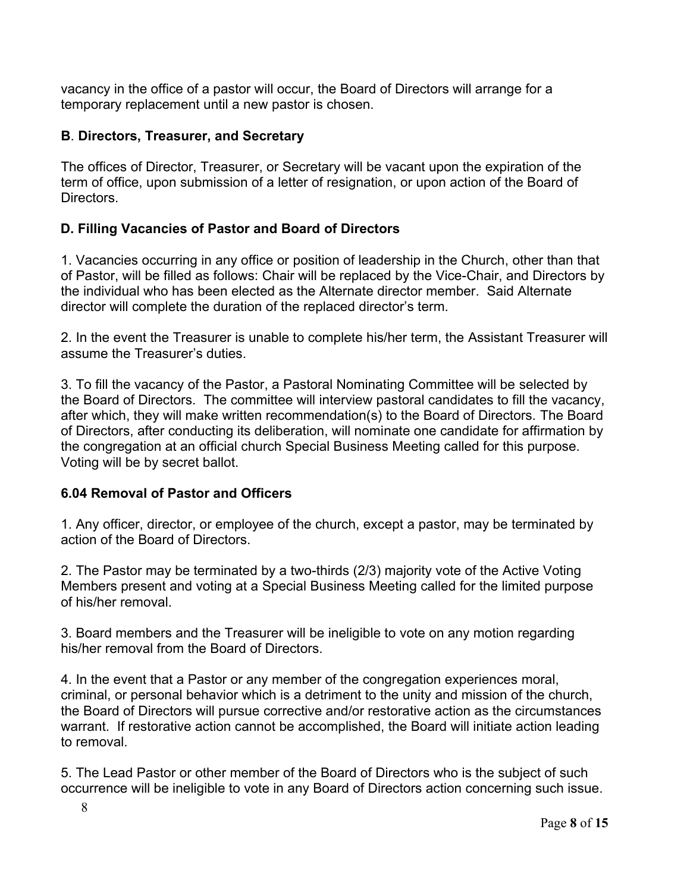vacancy in the office of a pastor will occur, the Board of Directors will arrange for a temporary replacement until a new pastor is chosen.

### B. Directors, Treasurer, and Secretary

The offices of Director, Treasurer, or Secretary will be vacant upon the expiration of the term of office, upon submission of a letter of resignation, or upon action of the Board of Directors.

### D. Filling Vacancies of Pastor and Board of Directors

1. Vacancies occurring in any office or position of leadership in the Church, other than that of Pastor, will be filled as follows: Chair will be replaced by the Vice-Chair, and Directors by the individual who has been elected as the Alternate director member. Said Alternate director will complete the duration of the replaced director's term.

2. In the event the Treasurer is unable to complete his/her term, the Assistant Treasurer will assume the Treasurer's duties.

3. To fill the vacancy of the Pastor, a Pastoral Nominating Committee will be selected by the Board of Directors. The committee will interview pastoral candidates to fill the vacancy, after which, they will make written recommendation(s) to the Board of Directors. The Board of Directors, after conducting its deliberation, will nominate one candidate for affirmation by the congregation at an official church Special Business Meeting called for this purpose. Voting will be by secret ballot.

### 6.04 Removal of Pastor and Officers

1. Any officer, director, or employee of the church, except a pastor, may be terminated by action of the Board of Directors.

2. The Pastor may be terminated by a two-thirds (2/3) majority vote of the Active Voting Members present and voting at a Special Business Meeting called for the limited purpose of his/her removal.

3. Board members and the Treasurer will be ineligible to vote on any motion regarding his/her removal from the Board of Directors.

4. In the event that a Pastor or any member of the congregation experiences moral, criminal, or personal behavior which is a detriment to the unity and mission of the church, the Board of Directors will pursue corrective and/or restorative action as the circumstances warrant. If restorative action cannot be accomplished, the Board will initiate action leading to removal.

5. The Lead Pastor or other member of the Board of Directors who is the subject of such occurrence will be ineligible to vote in any Board of Directors action concerning such issue.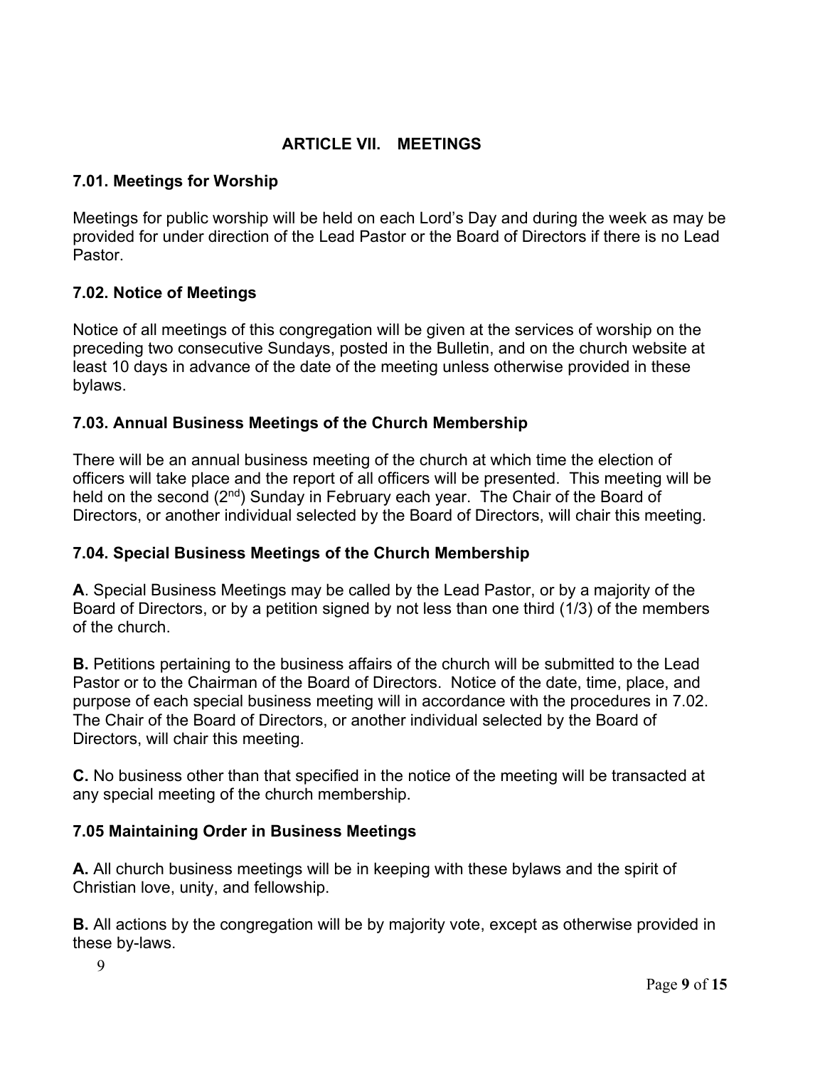## ARTICLE VII. MEETINGS

### 7.01. Meetings for Worship

Meetings for public worship will be held on each Lord's Day and during the week as may be provided for under direction of the Lead Pastor or the Board of Directors if there is no Lead Pastor.

### 7.02. Notice of Meetings

Notice of all meetings of this congregation will be given at the services of worship on the preceding two consecutive Sundays, posted in the Bulletin, and on the church website at least 10 days in advance of the date of the meeting unless otherwise provided in these bylaws.

### 7.03. Annual Business Meetings of the Church Membership

There will be an annual business meeting of the church at which time the election of officers will take place and the report of all officers will be presented. This meeting will be held on the second (2nd) Sunday in February each year. The Chair of the Board of Directors, or another individual selected by the Board of Directors, will chair this meeting.

### 7.04. Special Business Meetings of the Church Membership

**A**. Special Business Meetings may be called by the Lead Pastor, or by a majority of the Board of Directors, or by a petition signed by not less than one third (1/3) of the members of the church.

**B.** Petitions pertaining to the business affairs of the church will be submitted to the Lead Pastor or to the Chairman of the Board of Directors. Notice of the date, time, place, and purpose of each special business meeting will in accordance with the procedures in 7.02. The Chair of the Board of Directors, or another individual selected by the Board of Directors, will chair this meeting.

**C.** No business other than that specified in the notice of the meeting will be transacted at any special meeting of the church membership.

### 7.05 Maintaining Order in Business Meetings

**A.** All church business meetings will be in keeping with these bylaws and the spirit of Christian love, unity, and fellowship.

**B.** All actions by the congregation will be by majority vote, except as otherwise provided in these by-laws.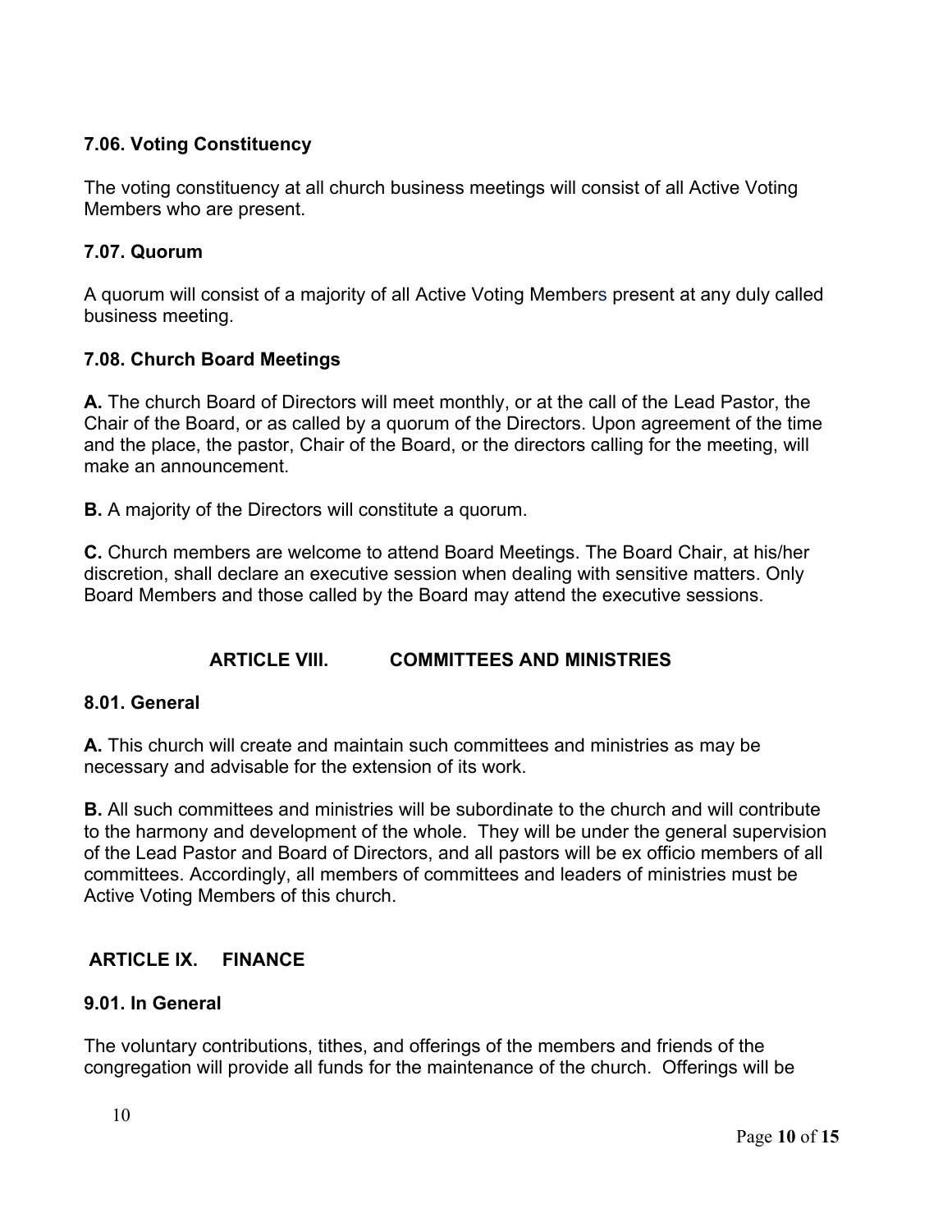### 7.06. Voting Constituency

The voting constituency at all church business meetings will consist of all Active Voting Members who are present.

### 7.07. Quorum

A quorum will consist of a majority of all Active Voting Members present at any duly called business meeting.

### 7.08. Church Board Meetings

**A.** The church Board of Directors will meet monthly, or at the call of the Lead Pastor, the Chair of the Board, or as called by a quorum of the Directors. Upon agreement of the time and the place, the pastor, Chair of the Board, or the directors calling for the meeting, will make an announcement.

**B.** A majority of the Directors will constitute a quorum.

**C.** Church members are welcome to attend Board Meetings. The Board Chair, at his/her discretion, shall declare an executive session when dealing with sensitive matters. Only Board Members and those called by the Board may attend the executive sessions.

## ARTICLE VIII. COMMITTEES AND MINISTRIES

### 8.01. General

**A.** This church will create and maintain such committees and ministries as may be necessary and advisable for the extension of its work.

**B.** All such committees and ministries will be subordinate to the church and will contribute to the harmony and development of the whole. They will be under the general supervision of the Lead Pastor and Board of Directors, and all pastors will be ex officio members of all committees. Accordingly, all members of committees and leaders of ministries must be Active Voting Members of this church.

## ARTICLE IX. FINANCE

### 9.01. In General

The voluntary contributions, tithes, and offerings of the members and friends of the congregation will provide all funds for the maintenance of the church. Offerings will be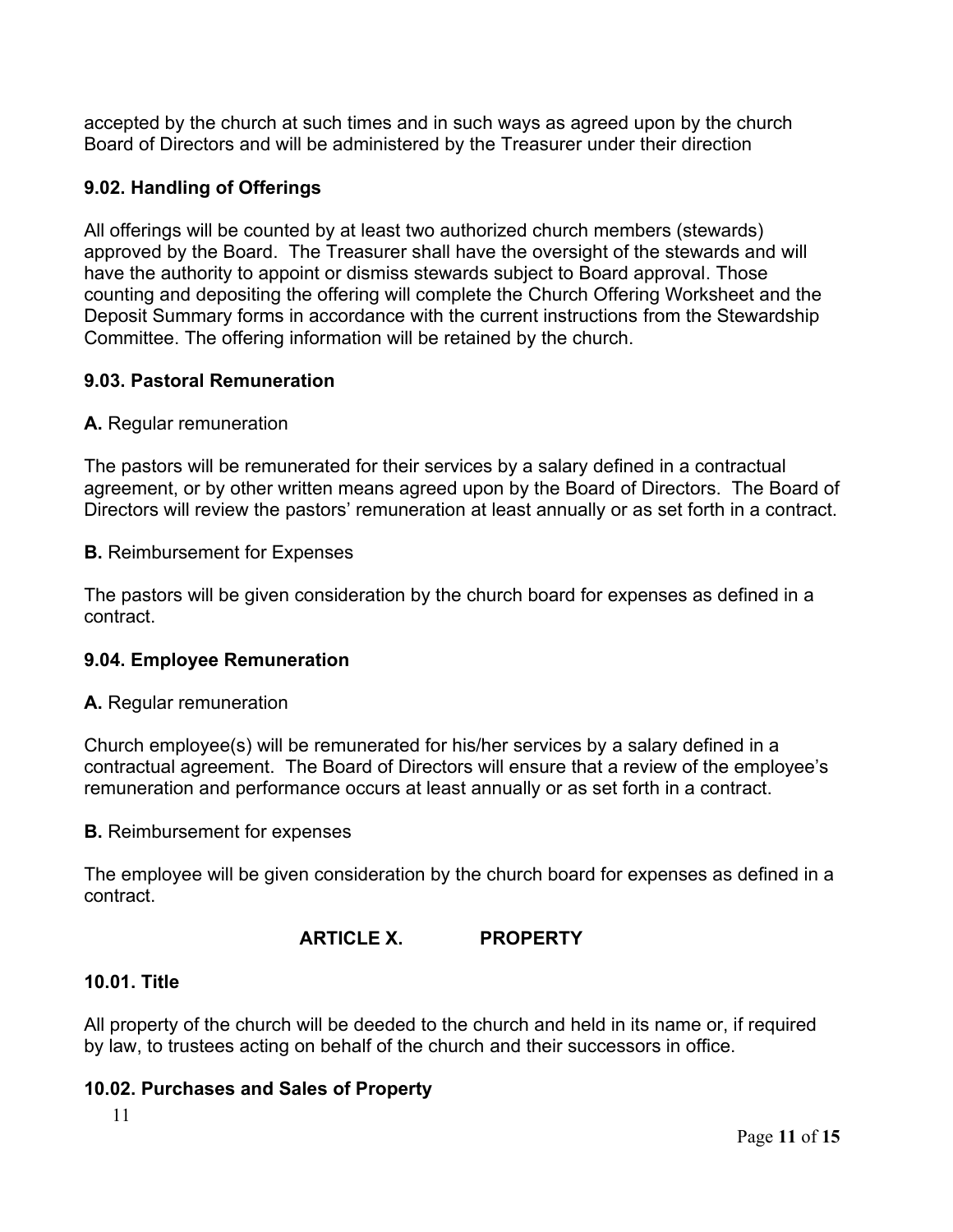accepted by the church at such times and in such ways as agreed upon by the church Board of Directors and will be administered by the Treasurer under their direction

### 9.02. Handling of Offerings

All offerings will be counted by at least two authorized church members (stewards) approved by the Board. The Treasurer shall have the oversight of the stewards and will have the authority to appoint or dismiss stewards subject to Board approval. Those counting and depositing the offering will complete the Church Offering Worksheet and the Deposit Summary forms in accordance with the current instructions from the Stewardship Committee. The offering information will be retained by the church.

### 9.03. Pastoral Remuneration

**A.** Regular remuneration

The pastors will be remunerated for their services by a salary defined in a contractual agreement, or by other written means agreed upon by the Board of Directors. The Board of Directors will review the pastors' remuneration at least annually or as set forth in a contract.

**B.** Reimbursement for Expenses

The pastors will be given consideration by the church board for expenses as defined in a contract.

### 9.04. Employee Remuneration

**A.** Regular remuneration

Church employee(s) will be remunerated for his/her services by a salary defined in a contractual agreement. The Board of Directors will ensure that a review of the employee's remuneration and performance occurs at least annually or as set forth in a contract.

**B.** Reimbursement for expenses

The employee will be given consideration by the church board for expenses as defined in a contract.

## ARTICLE X. PROPERTY

### 10.01. Title

All property of the church will be deeded to the church and held in its name or, if required by law, to trustees acting on behalf of the church and their successors in office.

### 10.02. Purchases and Sales of Property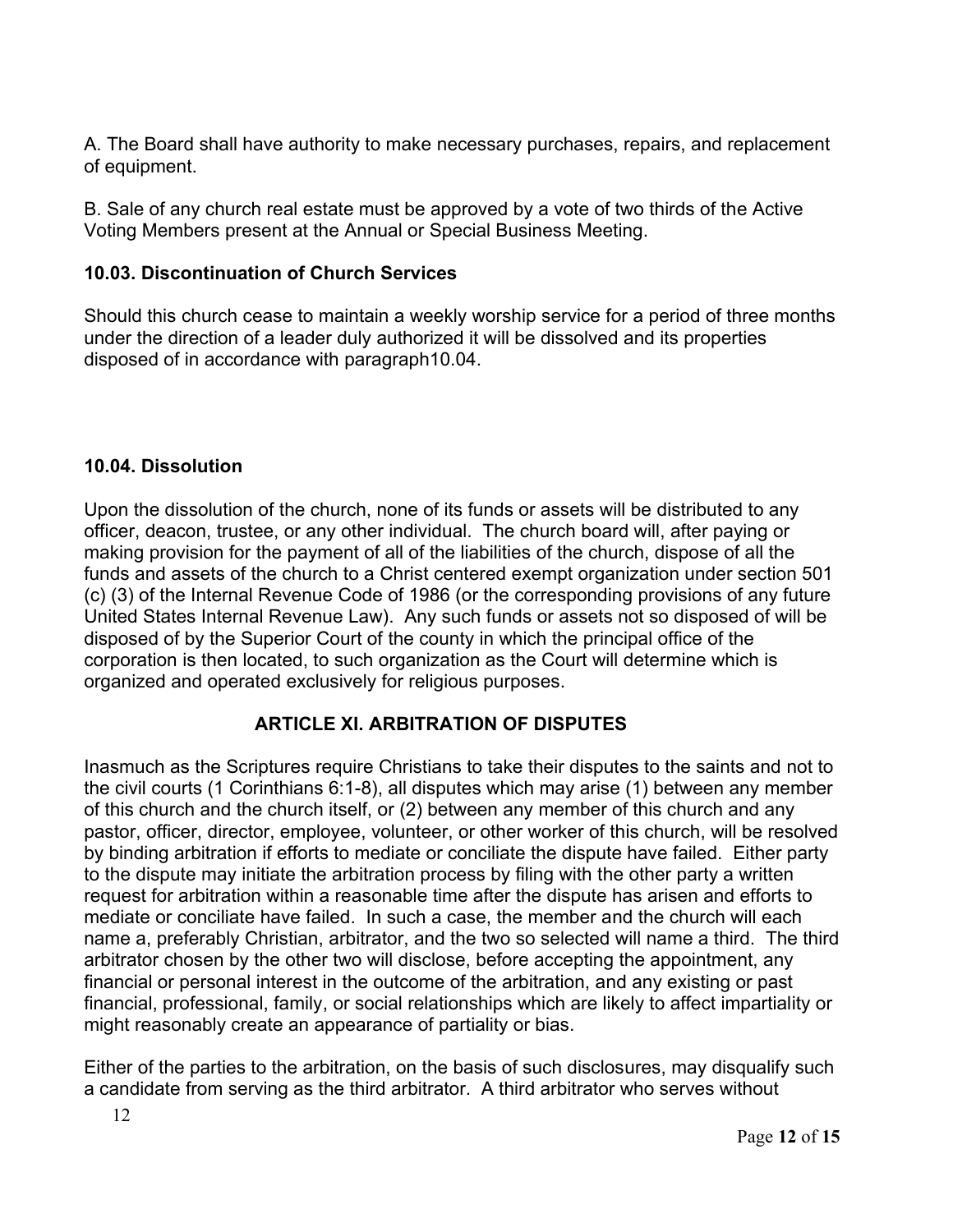A. The Board shall have authority to make necessary purchases, repairs, and replacement of equipment.

B. Sale of any church real estate must be approved by a vote of two thirds of the Active Voting Members present at the Annual or Special Business Meeting.

### 10.03. Discontinuation of Church Services

Should this church cease to maintain a weekly worship service for a period of three months under the direction of a leader duly authorized it will be dissolved and its properties disposed of in accordance with paragraph10.04.

### 10.04. Dissolution

Upon the dissolution of the church, none of its funds or assets will be distributed to any officer, deacon, trustee, or any other individual. The church board will, after paying or making provision for the payment of all of the liabilities of the church, dispose of all the funds and assets of the church to a Christ centered exempt organization under section 501 (c) (3) of the Internal Revenue Code of 1986 (or the corresponding provisions of any future United States Internal Revenue Law). Any such funds or assets not so disposed of will be disposed of by the Superior Court of the county in which the principal office of the corporation is then located, to such organization as the Court will determine which is organized and operated exclusively for religious purposes.

## ARTICLE XI. ARBITRATION OF DISPUTES

Inasmuch as the Scriptures require Christians to take their disputes to the saints and not to the civil courts (1 Corinthians 6:1-8), all disputes which may arise (1) between any member of this church and the church itself, or (2) between any member of this church and any pastor, officer, director, employee, volunteer, or other worker of this church, will be resolved by binding arbitration if efforts to mediate or conciliate the dispute have failed. Either party to the dispute may initiate the arbitration process by filing with the other party a written request for arbitration within a reasonable time after the dispute has arisen and efforts to mediate or conciliate have failed. In such a case, the member and the church will each name a, preferably Christian, arbitrator, and the two so selected will name a third. The third arbitrator chosen by the other two will disclose, before accepting the appointment, any financial or personal interest in the outcome of the arbitration, and any existing or past financial, professional, family, or social relationships which are likely to affect impartiality or might reasonably create an appearance of partiality or bias.

Either of the parties to the arbitration, on the basis of such disclosures, may disqualify such a candidate from serving as the third arbitrator. A third arbitrator who serves without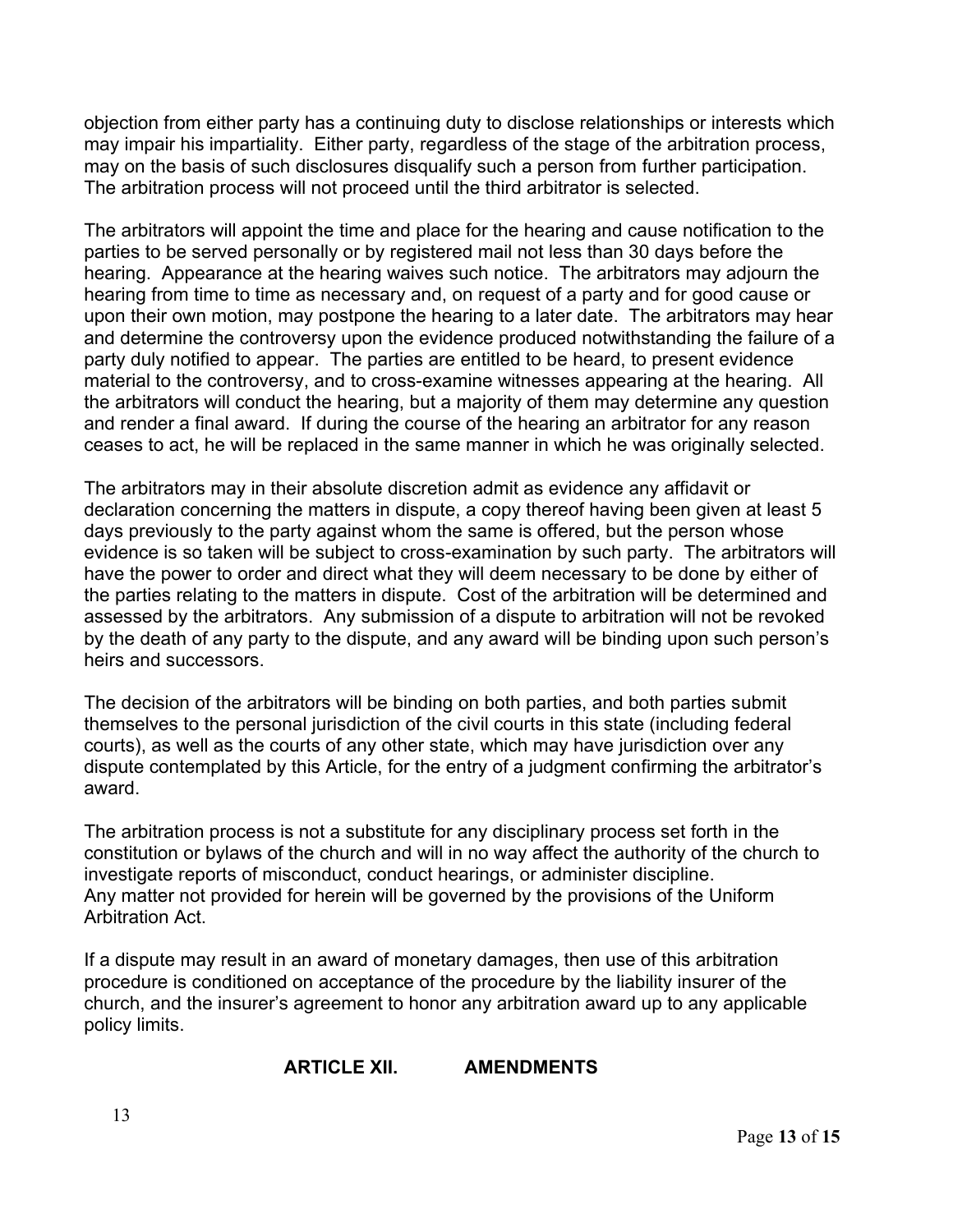objection from either party has a continuing duty to disclose relationships or interests which may impair his impartiality. Either party, regardless of the stage of the arbitration process, may on the basis of such disclosures disqualify such a person from further participation. The arbitration process will not proceed until the third arbitrator is selected.

The arbitrators will appoint the time and place for the hearing and cause notification to the parties to be served personally or by registered mail not less than 30 days before the hearing. Appearance at the hearing waives such notice. The arbitrators may adjourn the hearing from time to time as necessary and, on request of a party and for good cause or upon their own motion, may postpone the hearing to a later date. The arbitrators may hear and determine the controversy upon the evidence produced notwithstanding the failure of a party duly notified to appear. The parties are entitled to be heard, to present evidence material to the controversy, and to cross-examine witnesses appearing at the hearing. All the arbitrators will conduct the hearing, but a majority of them may determine any question and render a final award. If during the course of the hearing an arbitrator for any reason ceases to act, he will be replaced in the same manner in which he was originally selected.

The arbitrators may in their absolute discretion admit as evidence any affidavit or declaration concerning the matters in dispute, a copy thereof having been given at least 5 days previously to the party against whom the same is offered, but the person whose evidence is so taken will be subject to cross-examination by such party. The arbitrators will have the power to order and direct what they will deem necessary to be done by either of the parties relating to the matters in dispute. Cost of the arbitration will be determined and assessed by the arbitrators. Any submission of a dispute to arbitration will not be revoked by the death of any party to the dispute, and any award will be binding upon such person's heirs and successors.

The decision of the arbitrators will be binding on both parties, and both parties submit themselves to the personal jurisdiction of the civil courts in this state (including federal courts), as well as the courts of any other state, which may have jurisdiction over any dispute contemplated by this Article, for the entry of a judgment confirming the arbitrator's award.

The arbitration process is not a substitute for any disciplinary process set forth in the constitution or bylaws of the church and will in no way affect the authority of the church to investigate reports of misconduct, conduct hearings, or administer discipline.
Any matter not provided for herein will be governed by the provisions of the Uniform Arbitration Act.

If a dispute may result in an award of monetary damages, then use of this arbitration procedure is conditioned on acceptance of the procedure by the liability insurer of the church, and the insurer's agreement to honor any arbitration award up to any applicable policy limits.

## ARTICLE XII. AMENDMENTS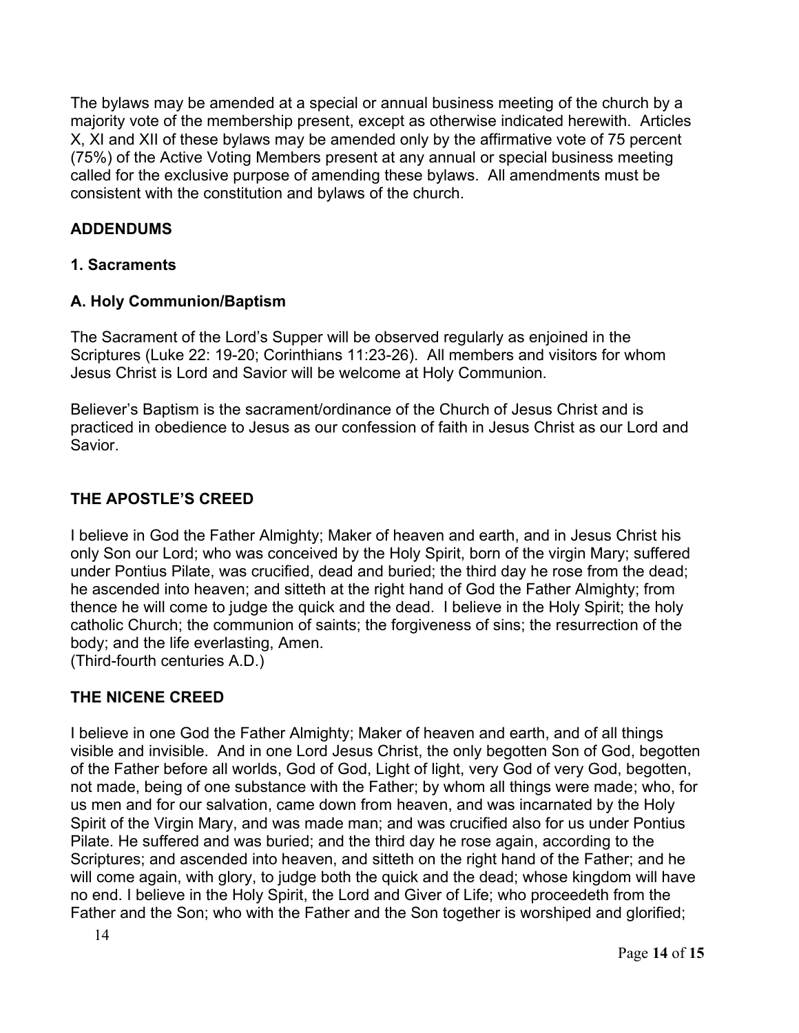The bylaws may be amended at a special or annual business meeting of the church by a majority vote of the membership present, except as otherwise indicated herewith. Articles X, XI and XII of these bylaws may be amended only by the affirmative vote of 75 percent (75%) of the Active Voting Members present at any annual or special business meeting called for the exclusive purpose of amending these bylaws. All amendments must be consistent with the constitution and bylaws of the church.

## ADDENDUMS

### 1. Sacraments

### A. Holy Communion/Baptism

The Sacrament of the Lord's Supper will be observed regularly as enjoined in the Scriptures (Luke 22: 19-20; Corinthians 11:23-26). All members and visitors for whom Jesus Christ is Lord and Savior will be welcome at Holy Communion.

Believer's Baptism is the sacrament/ordinance of the Church of Jesus Christ and is practiced in obedience to Jesus as our confession of faith in Jesus Christ as our Lord and Savior.

## THE APOSTLE'S CREED

I believe in God the Father Almighty; Maker of heaven and earth, and in Jesus Christ his only Son our Lord; who was conceived by the Holy Spirit, born of the virgin Mary; suffered under Pontius Pilate, was crucified, dead and buried; the third day he rose from the dead; he ascended into heaven; and sitteth at the right hand of God the Father Almighty; from thence he will come to judge the quick and the dead. I believe in the Holy Spirit; the holy catholic Church; the communion of saints; the forgiveness of sins; the resurrection of the body; and the life everlasting, Amen.
(Third-fourth centuries A.D.)

## THE NICENE CREED

I believe in one God the Father Almighty; Maker of heaven and earth, and of all things visible and invisible. And in one Lord Jesus Christ, the only begotten Son of God, begotten of the Father before all worlds, God of God, Light of light, very God of very God, begotten, not made, being of one substance with the Father; by whom all things were made; who, for us men and for our salvation, came down from heaven, and was incarnated by the Holy Spirit of the Virgin Mary, and was made man; and was crucified also for us under Pontius Pilate. He suffered and was buried; and the third day he rose again, according to the Scriptures; and ascended into heaven, and sitteth on the right hand of the Father; and he will come again, with glory, to judge both the quick and the dead; whose kingdom will have no end. I believe in the Holy Spirit, the Lord and Giver of Life; who proceedeth from the Father and the Son; who with the Father and the Son together is worshiped and glorified;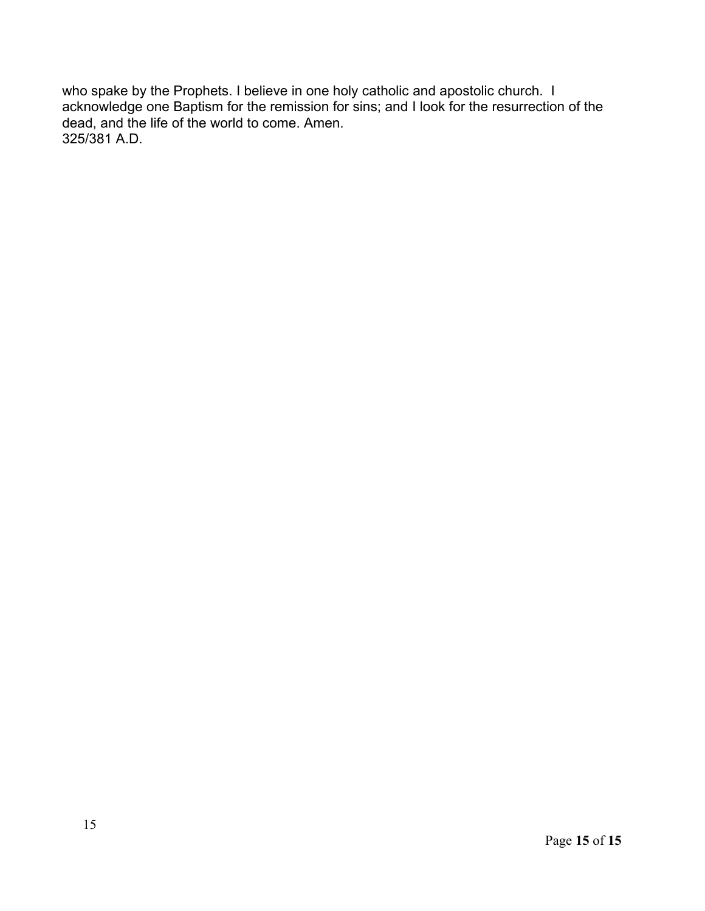who spake by the Prophets. I believe in one holy catholic and apostolic church. I acknowledge one Baptism for the remission for sins; and I look for the resurrection of the dead, and the life of the world to come. Amen.
325/381 A.D.